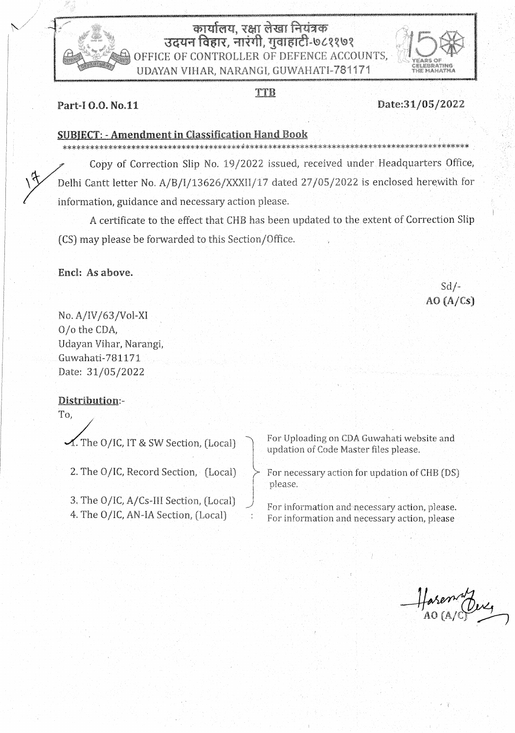कार्यालय, रक्षा लेखा नियंत्रक
उदयन विहार, नारंगी, गुवाहाटी-७८११७१
OFFICE OF CONTROLLER OF DEFENCE ACCOUNTS,
UDAYAN VIHAR, NARANGI, GUWAHATI-781171

**TTB**

**Part-I O.O. No.11** **Date:31/05/2022**

**SUBJECT: - Amendment in Classification Hand Book**

*****************************************************************************************

Copy of Correction Slip No. 19/2022 issued, received under Headquarters Office, Delhi Cantt letter No. A/B/I/13626/XXXII/17 dated 27/05/2022 is enclosed herewith for information, guidance and necessary action please.

A certificate to the effect that CHB has been updated to the extent of Correction Slip (CS) may please be forwarded to this Section/Office.

**Encl: As above.**

Sd/-
**AO (A/Cs)**

No. A/IV/63/Vol-XI
O/o the CDA,
Udayan Vihar, Narangi,
Guwahati-781171
Date: 31/05/2022

**Distribution:-**

To,

1. The O/IC, IT & SW Section, (Local) — For Uploading on CDA Guwahati website and updation of Code Master files please.
2. The O/IC, Record Section, (Local) — For necessary action for updation of CHB (DS) please.
3. The O/IC, A/Cs-III Section, (Local) — For information and necessary action, please.
4. The O/IC, AN-IA Section, (Local) : For information and necessary action, please

AO (A/C)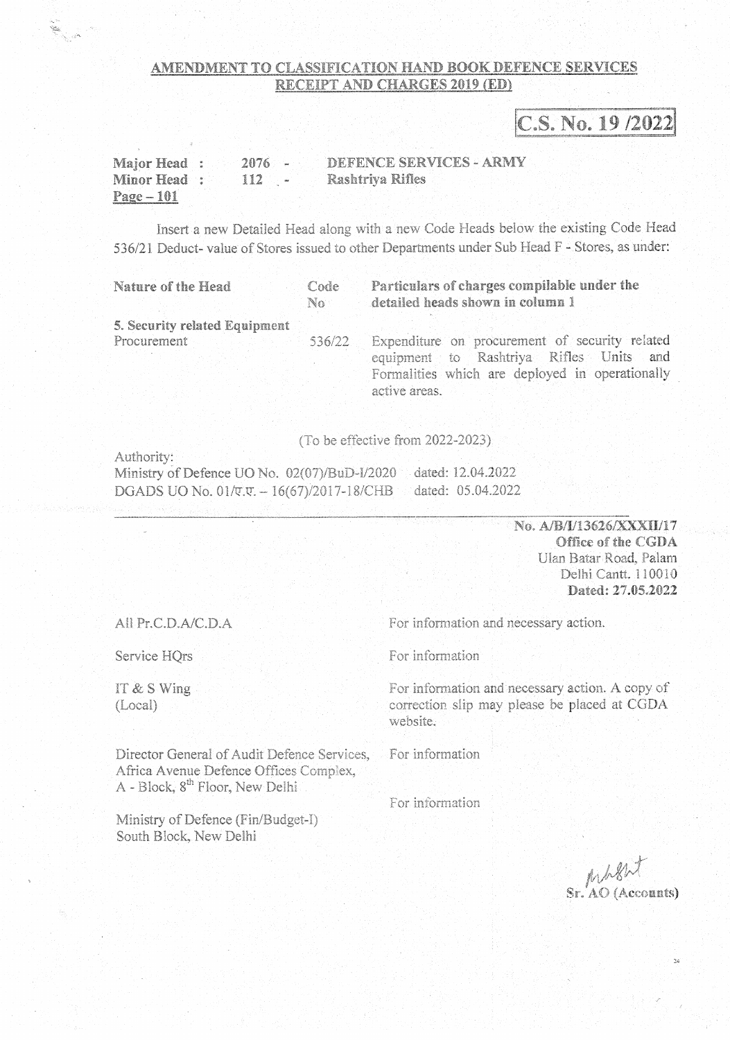## AMENDMENT TO CLASSIFICATION HAND BOOK DEFENCE SERVICES RECEIPT AND CHARGES 2019 (ED)

**C.S. No. 19 /2022**

**Major Head :** 2076 - **DEFENCE SERVICES - ARMY**
**Minor Head :** 112 - **Rashtriya Rifles**
Page – 101

Insert a new Detailed Head along with a new Code Heads below the existing Code Head 536/21 Deduct- value of Stores issued to other Departments under Sub Head F - Stores, as under:

| Nature of the Head | Code No | Particulars of charges compilable under the detailed heads shown in column 1 |
|---|---|---|
| **5. Security related Equipment** Procurement | 536/22 | Expenditure on procurement of security related equipment to Rashtriya Rifles Units and Formalities which are deployed in operationally active areas. |

(To be effective from 2022-2023)

Authority:
Ministry of Defence UO No. 02(07)/BuD-I/2020 dated: 12.04.2022
DGADS UO No. 01/ए.ए. – 16(67)/2017-18/CHB dated: 05.04.2022

**No. A/B/I/13626/XXXII/17**
**Office of the CGDA**
Ulan Batar Road, Palam
Delhi Cantt. 110010
**Dated: 27.05.2022**

| | |
|---|---|
| All Pr.C.D.A/C.D.A | For information and necessary action. |
| Service HQrs | For information |
| IT & S Wing (Local) | For information and necessary action. A copy of correction slip may please be placed at CGDA website. |
| Director General of Audit Defence Services, Africa Avenue Defence Offices Complex, A - Block, 8th Floor, New Delhi | For information |
| Ministry of Defence (Fin/Budget-I) South Block, New Delhi | For information |

**Sr. AO (Accounts)**